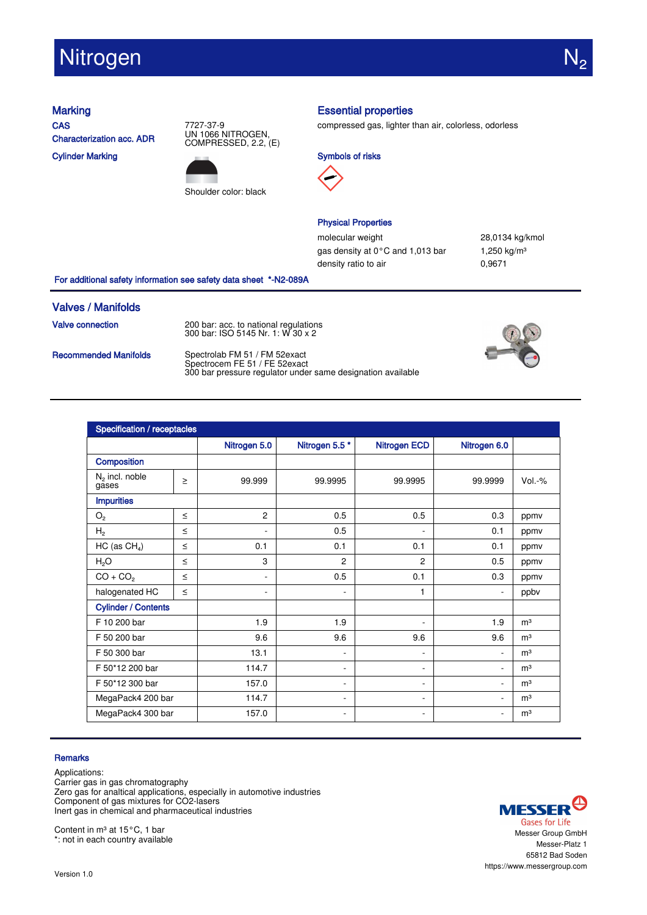# Nitrogen $N_2$

## Marking

**CAS** 7727-37-9

**Characterization acc. ADR** UN 1066 NITROGEN, COMPRESSED, 2.2, (E)

**Cylinder Marking**

Shoulder color: black

## Essential properties

compressed gas, lighter than air, colorless, odorless

### Symbols of risks

### Physical Properties

| | |
|---|---|
| molecular weight | 28,0134 kg/kmol |
| gas density at 0 °C and 1,013 bar | 1,250 kg/m³ |
| density ratio to air | 0,9671 |

**For additional safety information see safety data sheet \*-N2-089A**

## Valves / Manifolds

**Valve connection**

200 bar: acc. to national regulations
300 bar: ISO 5145 Nr. 1: W 30 x 2

**Recommended Manifolds**

Spectrolab FM 51 / FM 52exact
Spectrocem FE 51 / FE 52exact
300 bar pressure regulator under same designation available

## Specification / receptacles

| | | Nitrogen 5.0 | Nitrogen 5.5 * | Nitrogen ECD | Nitrogen 6.0 | |
|---|---|---|---|---|---|---|
| **Composition** | | | | | | |
| $N_2$ incl. noble gases | ≥ | 99.999 | 99.9995 | 99.9995 | 99.9999 | Vol.-% |
| **Impurities** | | | | | | |
| $O_2$ | ≤ | 2 | 0.5 | 0.5 | 0.3 | ppmv |
| $H_2$ | ≤ | - | 0.5 | - | 0.1 | ppmv |
| HC (as $CH_4$) | ≤ | 0.1 | 0.1 | 0.1 | 0.1 | ppmv |
| $H_2O$ | ≤ | 3 | 2 | 2 | 0.5 | ppmv |
| $CO + CO_2$ | ≤ | - | 0.5 | 0.1 | 0.3 | ppmv |
| halogenated HC | ≤ | - | - | 1 | - | ppbv |
| **Cylinder / Contents** | | | | | | |
| F 10 200 bar | | 1.9 | 1.9 | - | 1.9 | m³ |
| F 50 200 bar | | 9.6 | 9.6 | 9.6 | 9.6 | m³ |
| F 50 300 bar | | 13.1 | - | - | - | m³ |
| F 50*12 200 bar | | 114.7 | - | - | - | m³ |
| F 50*12 300 bar | | 157.0 | - | - | - | m³ |
| MegaPack4 200 bar | | 114.7 | - | - | - | m³ |
| MegaPack4 300 bar | | 157.0 | - | - | - | m³ |

## Remarks

Applications:
Carrier gas in gas chromatography
Zero gas for analtical applications, especially in automotive industries
Component of gas mixtures for CO2-lasers
Inert gas in chemical and pharmaceutical industries

Content in m³ at 15 °C, 1 bar
*: not in each country available

MESSER Gases for Life
Messer Group GmbH
Messer-Platz 1
65812 Bad Soden
https://www.messergroup.com

Version 1.0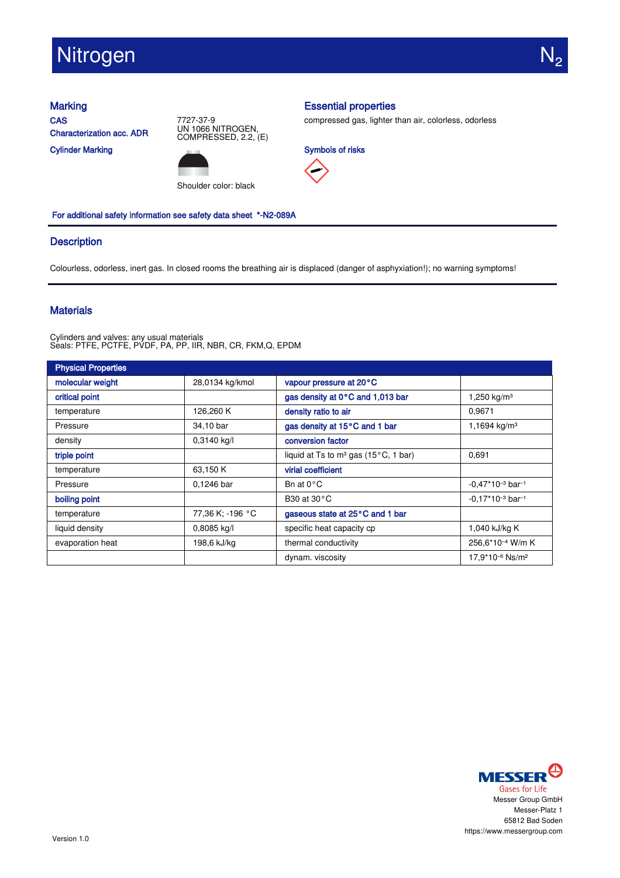# Nitrogen $N_2$

## Marking

**CAS** 7727-37-9

**Characterization acc. ADR** UN 1066 NITROGEN, COMPRESSED, 2.2, (E)

**Cylinder Marking**

Shoulder color: black

## Essential properties

compressed gas, lighter than air, colorless, odorless

**Symbols of risks**

**For additional safety information see safety data sheet *-N2-089A**

## Description

Colourless, odorless, inert gas. In closed rooms the breathing air is displaced (danger of asphyxiation!); no warning symptoms!

## Materials

Cylinders and valves: any usual materials
Seals: PTFE, PCTFE, PVDF, PA, PP, IIR, NBR, CR, FKM,Q, EPDM

| Physical Properties | | | |
|---|---|---|---|
| **molecular weight** | 28,0134 kg/kmol | **vapour pressure at 20°C** | |
| **critical point** | | **gas density at 0°C and 1,013 bar** | 1,250 kg/m³ |
| temperature | 126,260 K | **density ratio to air** | 0,9671 |
| Pressure | 34,10 bar | **gas density at 15°C and 1 bar** | 1,1694 kg/m³ |
| density | 0,3140 kg/l | **conversion factor** | |
| **triple point** | | liquid at Ts to m³ gas (15°C, 1 bar) | 0,691 |
| temperature | 63,150 K | **virial coefficient** | |
| Pressure | 0,1246 bar | Bn at 0°C | $-0{,}47 \cdot 10^{-3}$ bar$^{-1}$ |
| **boiling point** | | B30 at 30°C | $-0{,}17 \cdot 10^{-3}$ bar$^{-1}$ |
| temperature | 77,36 K; -196 °C | **gaseous state at 25°C and 1 bar** | |
| liquid density | 0,8085 kg/l | specific heat capacity cp | 1,040 kJ/kg K |
| evaporation heat | 198,6 kJ/kg | thermal conductivity | $256{,}6 \cdot 10^{-4}$ W/m K |
| | | dynam. viscosity | $17{,}9 \cdot 10^{-6}$ Ns/m² |

MESSER
Gases for Life
Messer Group GmbH
Messer-Platz 1
65812 Bad Soden
https://www.messergroup.com

Version 1.0